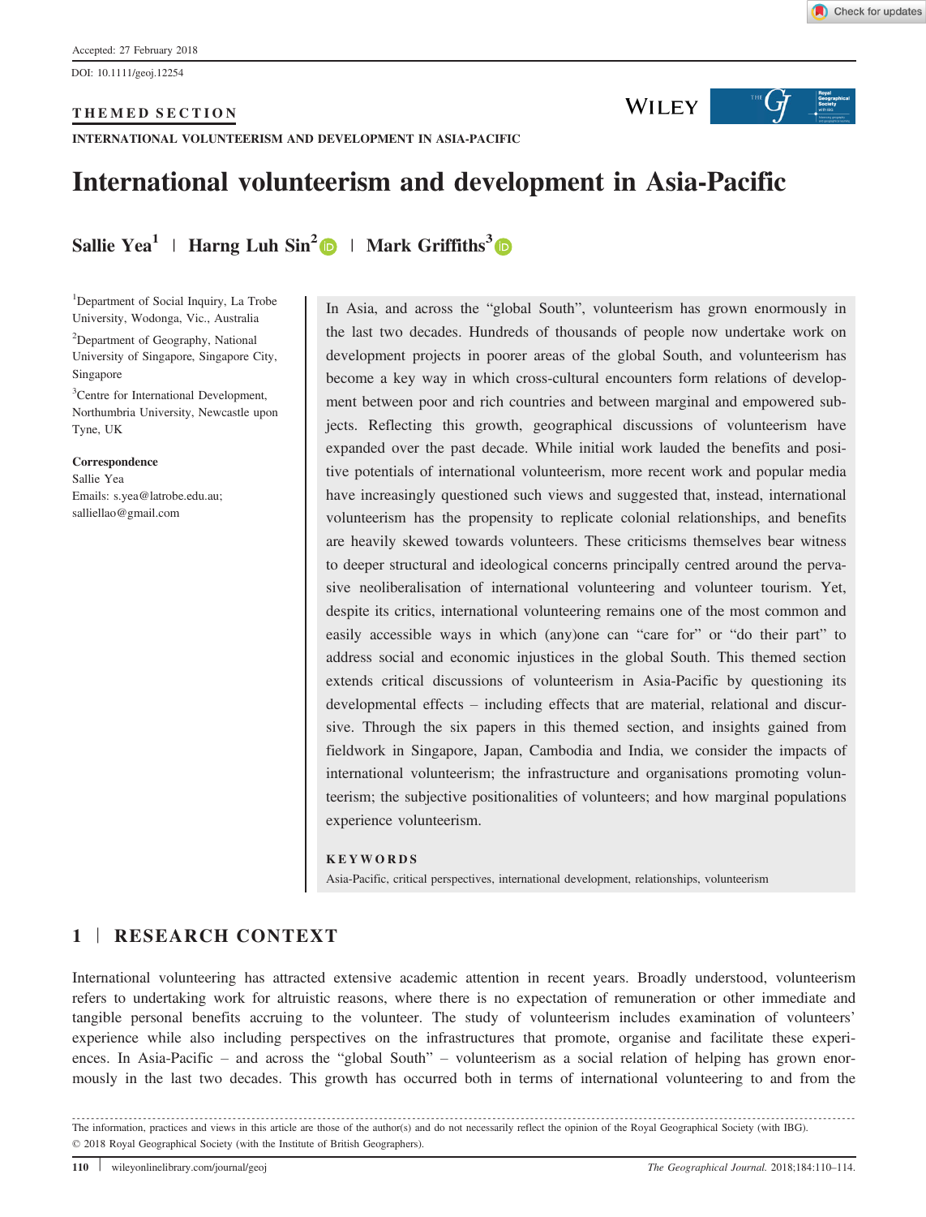Accepted: 27 February 2018

DOI: 10.1111/geoj.12254

THEMED SECTION

INTERNATIONAL VOLUNTEERISM AND DEVELOPMENT IN ASIA-PACIFIC

# International volunteerism and development in Asia-Pacific

**Sallie Yea[1] | Harng Luh Sin[2] | Mark Griffiths[3]**

[1]Department of Social Inquiry, La Trobe University, Wodonga, Vic., Australia

[2]Department of Geography, National University of Singapore, Singapore City, Singapore

[3]Centre for International Development, Northumbria University, Newcastle upon Tyne, UK

**Correspondence**
Sallie Yea
Emails: s.yea@latrobe.edu.au; salliellao@gmail.com

In Asia, and across the "global South", volunteerism has grown enormously in the last two decades. Hundreds of thousands of people now undertake work on development projects in poorer areas of the global South, and volunteerism has become a key way in which cross-cultural encounters form relations of development between poor and rich countries and between marginal and empowered subjects. Reflecting this growth, geographical discussions of volunteerism have expanded over the past decade. While initial work lauded the benefits and positive potentials of international volunteerism, more recent work and popular media have increasingly questioned such views and suggested that, instead, international volunteerism has the propensity to replicate colonial relationships, and benefits are heavily skewed towards volunteers. These criticisms themselves bear witness to deeper structural and ideological concerns principally centred around the pervasive neoliberalisation of international volunteering and volunteer tourism. Yet, despite its critics, international volunteering remains one of the most common and easily accessible ways in which (any)one can "care for" or "do their part" to address social and economic injustices in the global South. This themed section extends critical discussions of volunteerism in Asia-Pacific by questioning its developmental effects – including effects that are material, relational and discursive. Through the six papers in this themed section, and insights gained from fieldwork in Singapore, Japan, Cambodia and India, we consider the impacts of international volunteerism; the infrastructure and organisations promoting volunteerism; the subjective positionalities of volunteers; and how marginal populations experience volunteerism.

**KEYWORDS**

Asia-Pacific, critical perspectives, international development, relationships, volunteerism

## 1 | RESEARCH CONTEXT

International volunteering has attracted extensive academic attention in recent years. Broadly understood, volunteerism refers to undertaking work for altruistic reasons, where there is no expectation of remuneration or other immediate and tangible personal benefits accruing to the volunteer. The study of volunteerism includes examination of volunteers' experience while also including perspectives on the infrastructures that promote, organise and facilitate these experiences. In Asia-Pacific – and across the "global South" – volunteerism as a social relation of helping has grown enormously in the last two decades. This growth has occurred both in terms of international volunteering to and from the

The information, practices and views in this article are those of the author(s) and do not necessarily reflect the opinion of the Royal Geographical Society (with IBG).
© 2018 Royal Geographical Society (with the Institute of British Geographers).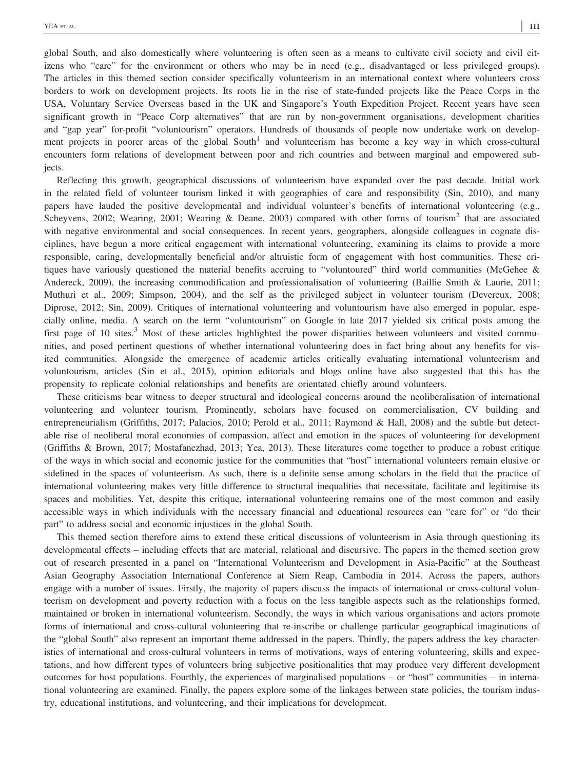global South, and also domestically where volunteering is often seen as a means to cultivate civil society and civil citizens who "care" for the environment or others who may be in need (e.g., disadvantaged or less privileged groups). The articles in this themed section consider specifically volunteerism in an international context where volunteers cross borders to work on development projects. Its roots lie in the rise of state-funded projects like the Peace Corps in the USA, Voluntary Service Overseas based in the UK and Singapore's Youth Expedition Project. Recent years have seen significant growth in "Peace Corp alternatives" that are run by non-government organisations, development charities and "gap year" for-profit "voluntourism" operators. Hundreds of thousands of people now undertake work on development projects in poorer areas of the global South[1] and volunteerism has become a key way in which cross-cultural encounters form relations of development between poor and rich countries and between marginal and empowered subjects.

Reflecting this growth, geographical discussions of volunteerism have expanded over the past decade. Initial work in the related field of volunteer tourism linked it with geographies of care and responsibility (Sin, 2010), and many papers have lauded the positive developmental and individual volunteer's benefits of international volunteering (e.g., Scheyvens, 2002; Wearing, 2001; Wearing & Deane, 2003) compared with other forms of tourism[2] that are associated with negative environmental and social consequences. In recent years, geographers, alongside colleagues in cognate disciplines, have begun a more critical engagement with international volunteering, examining its claims to provide a more responsible, caring, developmentally beneficial and/or altruistic form of engagement with host communities. These critiques have variously questioned the material benefits accruing to "voluntoured" third world communities (McGehee & Andereck, 2009), the increasing commodification and professionalisation of volunteering (Baillie Smith & Laurie, 2011; Muthuri et al., 2009; Simpson, 2004), and the self as the privileged subject in volunteer tourism (Devereux, 2008; Diprose, 2012; Sin, 2009). Critiques of international volunteering and voluntourism have also emerged in popular, especially online, media. A search on the term "voluntourism" on Google in late 2017 yielded six critical posts among the first page of 10 sites.[3] Most of these articles highlighted the power disparities between volunteers and visited communities, and posed pertinent questions of whether international volunteering does in fact bring about any benefits for visited communities. Alongside the emergence of academic articles critically evaluating international volunteerism and voluntourism, articles (Sin et al., 2015), opinion editorials and blogs online have also suggested that this has the propensity to replicate colonial relationships and benefits are orientated chiefly around volunteers.

These criticisms bear witness to deeper structural and ideological concerns around the neoliberalisation of international volunteering and volunteer tourism. Prominently, scholars have focused on commercialisation, CV building and entrepreneurialism (Griffiths, 2017; Palacios, 2010; Perold et al., 2011; Raymond & Hall, 2008) and the subtle but detectable rise of neoliberal moral economies of compassion, affect and emotion in the spaces of volunteering for development (Griffiths & Brown, 2017; Mostafanezhad, 2013; Yea, 2013). These literatures come together to produce a robust critique of the ways in which social and economic justice for the communities that "host" international volunteers remain elusive or sidelined in the spaces of volunteerism. As such, there is a definite sense among scholars in the field that the practice of international volunteering makes very little difference to structural inequalities that necessitate, facilitate and legitimise its spaces and mobilities. Yet, despite this critique, international volunteering remains one of the most common and easily accessible ways in which individuals with the necessary financial and educational resources can "care for" or "do their part" to address social and economic injustices in the global South.

This themed section therefore aims to extend these critical discussions of volunteerism in Asia through questioning its developmental effects – including effects that are material, relational and discursive. The papers in the themed section grow out of research presented in a panel on "International Volunteerism and Development in Asia-Pacific" at the Southeast Asian Geography Association International Conference at Siem Reap, Cambodia in 2014. Across the papers, authors engage with a number of issues. Firstly, the majority of papers discuss the impacts of international or cross-cultural volunteerism on development and poverty reduction with a focus on the less tangible aspects such as the relationships formed, maintained or broken in international volunteerism. Secondly, the ways in which various organisations and actors promote forms of international and cross-cultural volunteering that re-inscribe or challenge particular geographical imaginations of the "global South" also represent an important theme addressed in the papers. Thirdly, the papers address the key characteristics of international and cross-cultural volunteers in terms of motivations, ways of entering volunteering, skills and expectations, and how different types of volunteers bring subjective positionalities that may produce very different development outcomes for host populations. Fourthly, the experiences of marginalised populations – or "host" communities – in international volunteering are examined. Finally, the papers explore some of the linkages between state policies, the tourism industry, educational institutions, and volunteering, and their implications for development.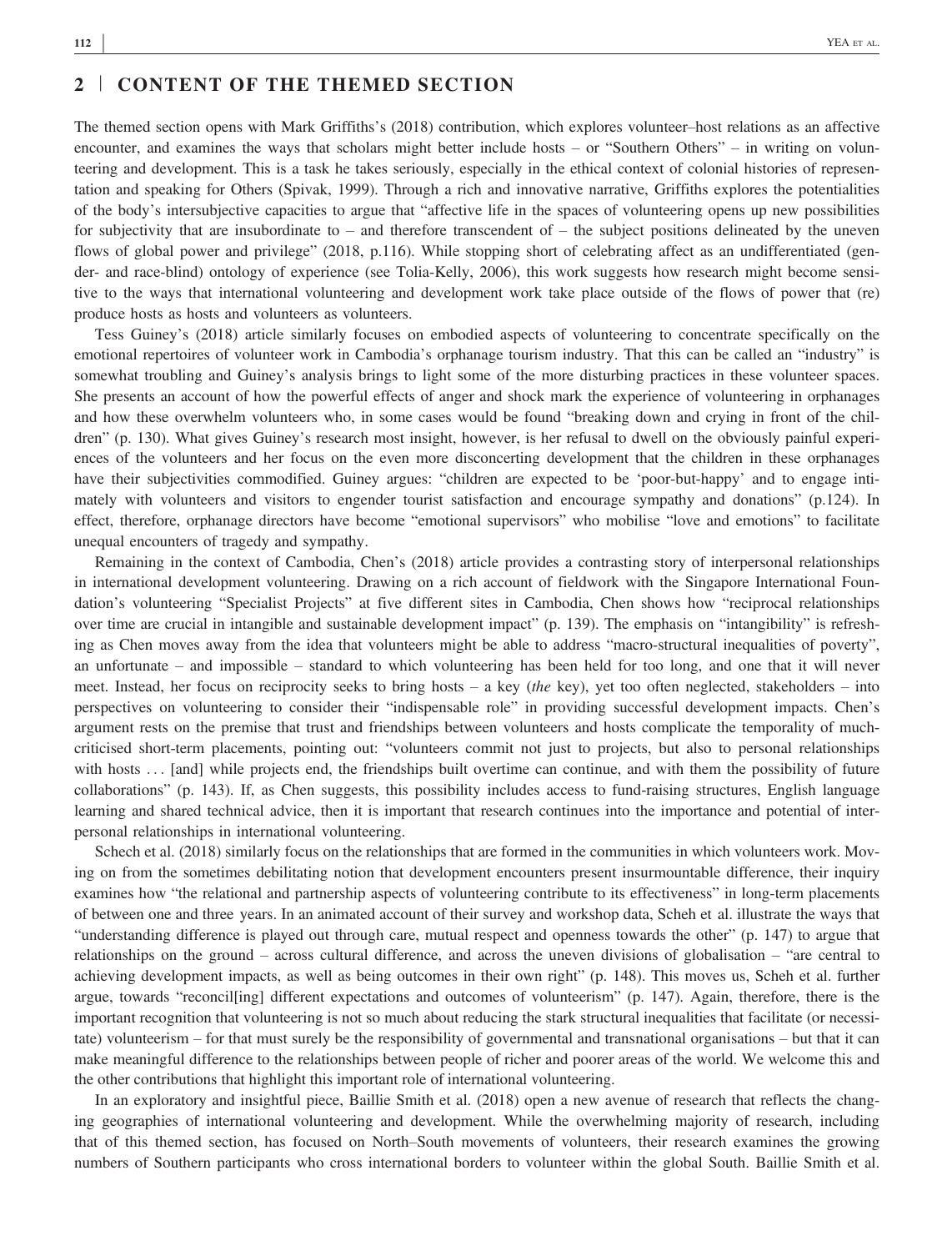## 2 | CONTENT OF THE THEMED SECTION

The themed section opens with Mark Griffiths's (2018) contribution, which explores volunteer–host relations as an affective encounter, and examines the ways that scholars might better include hosts – or "Southern Others" – in writing on volunteering and development. This is a task he takes seriously, especially in the ethical context of colonial histories of representation and speaking for Others (Spivak, 1999). Through a rich and innovative narrative, Griffiths explores the potentialities of the body's intersubjective capacities to argue that "affective life in the spaces of volunteering opens up new possibilities for subjectivity that are insubordinate to – and therefore transcendent of – the subject positions delineated by the uneven flows of global power and privilege" (2018, p.116). While stopping short of celebrating affect as an undifferentiated (gender- and race-blind) ontology of experience (see Tolia-Kelly, 2006), this work suggests how research might become sensitive to the ways that international volunteering and development work take place outside of the flows of power that (re) produce hosts as hosts and volunteers as volunteers.

Tess Guiney's (2018) article similarly focuses on embodied aspects of volunteering to concentrate specifically on the emotional repertoires of volunteer work in Cambodia's orphanage tourism industry. That this can be called an "industry" is somewhat troubling and Guiney's analysis brings to light some of the more disturbing practices in these volunteer spaces. She presents an account of how the powerful effects of anger and shock mark the experience of volunteering in orphanages and how these overwhelm volunteers who, in some cases would be found "breaking down and crying in front of the children" (p. 130). What gives Guiney's research most insight, however, is her refusal to dwell on the obviously painful experiences of the volunteers and her focus on the even more disconcerting development that the children in these orphanages have their subjectivities commodified. Guiney argues: "children are expected to be 'poor-but-happy' and to engage intimately with volunteers and visitors to engender tourist satisfaction and encourage sympathy and donations" (p.124). In effect, therefore, orphanage directors have become "emotional supervisors" who mobilise "love and emotions" to facilitate unequal encounters of tragedy and sympathy.

Remaining in the context of Cambodia, Chen's (2018) article provides a contrasting story of interpersonal relationships in international development volunteering. Drawing on a rich account of fieldwork with the Singapore International Foundation's volunteering "Specialist Projects" at five different sites in Cambodia, Chen shows how "reciprocal relationships over time are crucial in intangible and sustainable development impact" (p. 139). The emphasis on "intangibility" is refreshing as Chen moves away from the idea that volunteers might be able to address "macro-structural inequalities of poverty", an unfortunate – and impossible – standard to which volunteering has been held for too long, and one that it will never meet. Instead, her focus on reciprocity seeks to bring hosts – a key (*the* key), yet too often neglected, stakeholders – into perspectives on volunteering to consider their "indispensable role" in providing successful development impacts. Chen's argument rests on the premise that trust and friendships between volunteers and hosts complicate the temporality of much-criticised short-term placements, pointing out: "volunteers commit not just to projects, but also to personal relationships with hosts . . . [and] while projects end, the friendships built overtime can continue, and with them the possibility of future collaborations" (p. 143). If, as Chen suggests, this possibility includes access to fund-raising structures, English language learning and shared technical advice, then it is important that research continues into the importance and potential of interpersonal relationships in international volunteering.

Schech et al. (2018) similarly focus on the relationships that are formed in the communities in which volunteers work. Moving on from the sometimes debilitating notion that development encounters present insurmountable difference, their inquiry examines how "the relational and partnership aspects of volunteering contribute to its effectiveness" in long-term placements of between one and three years. In an animated account of their survey and workshop data, Scheh et al. illustrate the ways that "understanding difference is played out through care, mutual respect and openness towards the other" (p. 147) to argue that relationships on the ground – across cultural difference, and across the uneven divisions of globalisation – "are central to achieving development impacts, as well as being outcomes in their own right" (p. 148). This moves us, Scheh et al. further argue, towards "reconcil[ing] different expectations and outcomes of volunteerism" (p. 147). Again, therefore, there is the important recognition that volunteering is not so much about reducing the stark structural inequalities that facilitate (or necessitate) volunteerism – for that must surely be the responsibility of governmental and transnational organisations – but that it can make meaningful difference to the relationships between people of richer and poorer areas of the world. We welcome this and the other contributions that highlight this important role of international volunteering.

In an exploratory and insightful piece, Baillie Smith et al. (2018) open a new avenue of research that reflects the changing geographies of international volunteering and development. While the overwhelming majority of research, including that of this themed section, has focused on North–South movements of volunteers, their research examines the growing numbers of Southern participants who cross international borders to volunteer within the global South. Baillie Smith et al.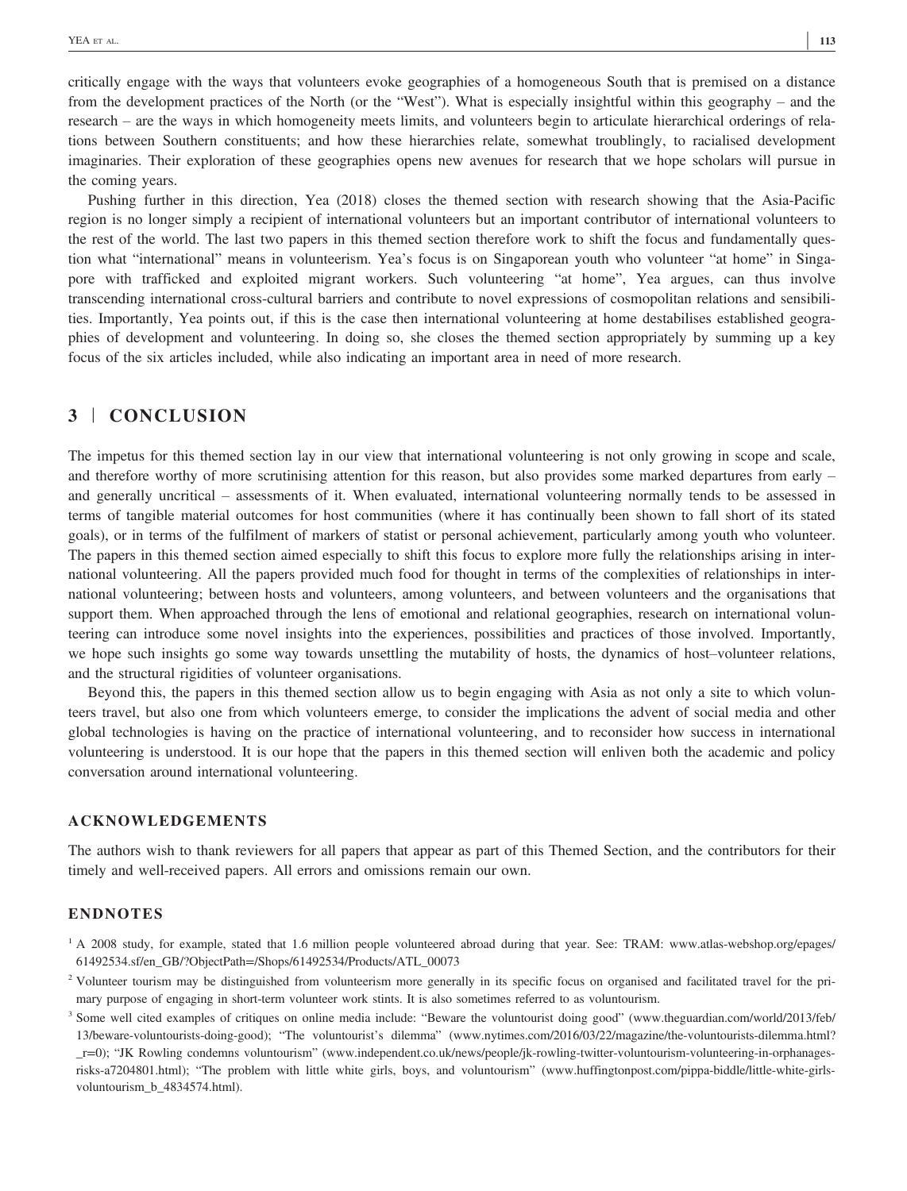critically engage with the ways that volunteers evoke geographies of a homogeneous South that is premised on a distance from the development practices of the North (or the "West"). What is especially insightful within this geography – and the research – are the ways in which homogeneity meets limits, and volunteers begin to articulate hierarchical orderings of relations between Southern constituents; and how these hierarchies relate, somewhat troublingly, to racialised development imaginaries. Their exploration of these geographies opens new avenues for research that we hope scholars will pursue in the coming years.

Pushing further in this direction, Yea (2018) closes the themed section with research showing that the Asia-Pacific region is no longer simply a recipient of international volunteers but an important contributor of international volunteers to the rest of the world. The last two papers in this themed section therefore work to shift the focus and fundamentally question what "international" means in volunteerism. Yea's focus is on Singaporean youth who volunteer "at home" in Singapore with trafficked and exploited migrant workers. Such volunteering "at home", Yea argues, can thus involve transcending international cross-cultural barriers and contribute to novel expressions of cosmopolitan relations and sensibilities. Importantly, Yea points out, if this is the case then international volunteering at home destabilises established geographies of development and volunteering. In doing so, she closes the themed section appropriately by summing up a key focus of the six articles included, while also indicating an important area in need of more research.

## 3 | CONCLUSION

The impetus for this themed section lay in our view that international volunteering is not only growing in scope and scale, and therefore worthy of more scrutinising attention for this reason, but also provides some marked departures from early – and generally uncritical – assessments of it. When evaluated, international volunteering normally tends to be assessed in terms of tangible material outcomes for host communities (where it has continually been shown to fall short of its stated goals), or in terms of the fulfilment of markers of statist or personal achievement, particularly among youth who volunteer. The papers in this themed section aimed especially to shift this focus to explore more fully the relationships arising in international volunteering. All the papers provided much food for thought in terms of the complexities of relationships in international volunteering; between hosts and volunteers, among volunteers, and between volunteers and the organisations that support them. When approached through the lens of emotional and relational geographies, research on international volunteering can introduce some novel insights into the experiences, possibilities and practices of those involved. Importantly, we hope such insights go some way towards unsettling the mutability of hosts, the dynamics of host–volunteer relations, and the structural rigidities of volunteer organisations.

Beyond this, the papers in this themed section allow us to begin engaging with Asia as not only a site to which volunteers travel, but also one from which volunteers emerge, to consider the implications the advent of social media and other global technologies is having on the practice of international volunteering, and to reconsider how success in international volunteering is understood. It is our hope that the papers in this themed section will enliven both the academic and policy conversation around international volunteering.

### ACKNOWLEDGEMENTS

The authors wish to thank reviewers for all papers that appear as part of this Themed Section, and the contributors for their timely and well-received papers. All errors and omissions remain our own.

### ENDNOTES

[1] A 2008 study, for example, stated that 1.6 million people volunteered abroad during that year. See: TRAM: www.atlas-webshop.org/epages/61492534.sf/en_GB/?ObjectPath=/Shops/61492534/Products/ATL_00073

[2] Volunteer tourism may be distinguished from volunteerism more generally in its specific focus on organised and facilitated travel for the primary purpose of engaging in short-term volunteer work stints. It is also sometimes referred to as voluntourism.

[3] Some well cited examples of critiques on online media include: "Beware the voluntourist doing good" (www.theguardian.com/world/2013/feb/13/beware-voluntourists-doing-good); "The voluntourist's dilemma" (www.nytimes.com/2016/03/22/magazine/the-voluntourists-dilemma.html?_r=0); "JK Rowling condemns voluntourism" (www.independent.co.uk/news/people/jk-rowling-twitter-voluntourism-volunteering-in-orphanages-risks-a7204801.html); "The problem with little white girls, boys, and voluntourism" (www.huffingtonpost.com/pippa-biddle/little-white-girls-voluntourism_b_4834574.html).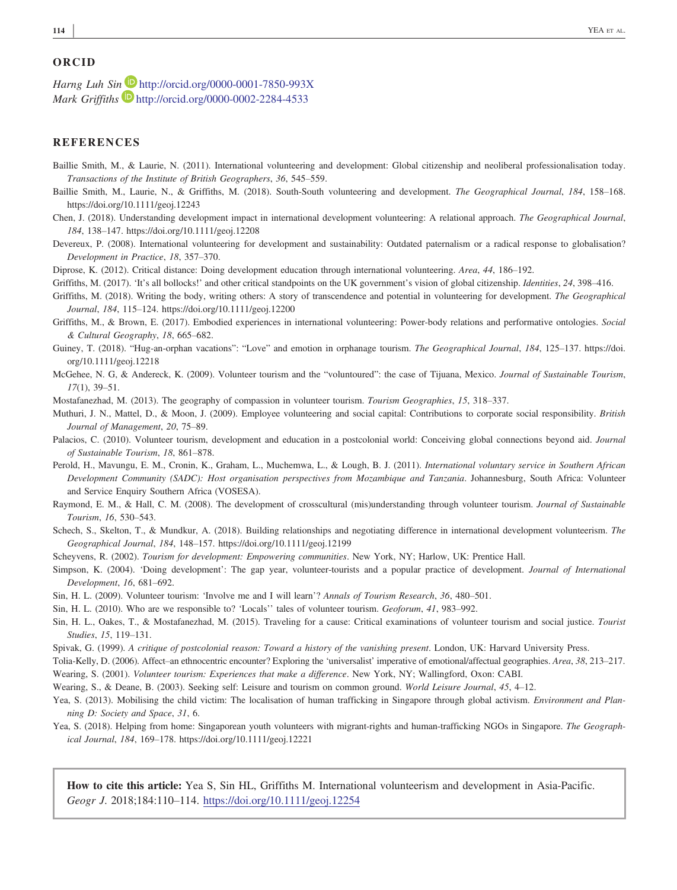## ORCID

*Harng Luh Sin* http://orcid.org/0000-0001-7850-993X
*Mark Griffiths* http://orcid.org/0000-0002-2284-4533

## REFERENCES

Baillie Smith, M., & Laurie, N. (2011). International volunteering and development: Global citizenship and neoliberal professionalisation today. *Transactions of the Institute of British Geographers*, *36*, 545–559.

Baillie Smith, M., Laurie, N., & Griffiths, M. (2018). South-South volunteering and development. *The Geographical Journal*, *184*, 158–168. https://doi.org/10.1111/geoj.12243

Chen, J. (2018). Understanding development impact in international development volunteering: A relational approach. *The Geographical Journal*, *184*, 138–147. https://doi.org/10.1111/geoj.12208

Devereux, P. (2008). International volunteering for development and sustainability: Outdated paternalism or a radical response to globalisation? *Development in Practice*, *18*, 357–370.

Diprose, K. (2012). Critical distance: Doing development education through international volunteering. *Area*, *44*, 186–192.

Griffiths, M. (2017). 'It's all bollocks!' and other critical standpoints on the UK government's vision of global citizenship. *Identities*, *24*, 398–416.

Griffiths, M. (2018). Writing the body, writing others: A story of transcendence and potential in volunteering for development. *The Geographical Journal*, *184*, 115–124. https://doi.org/10.1111/geoj.12200

Griffiths, M., & Brown, E. (2017). Embodied experiences in international volunteering: Power-body relations and performative ontologies. *Social & Cultural Geography*, *18*, 665–682.

Guiney, T. (2018). "Hug-an-orphan vacations": "Love" and emotion in orphanage tourism. *The Geographical Journal*, *184*, 125–137. https://doi.org/10.1111/geoj.12218

McGehee, N. G, & Andereck, K. (2009). Volunteer tourism and the "voluntoured": the case of Tijuana, Mexico. *Journal of Sustainable Tourism*, *17*(1), 39–51.

Mostafanezhad, M. (2013). The geography of compassion in volunteer tourism. *Tourism Geographies*, *15*, 318–337.

Muthuri, J. N., Mattel, D., & Moon, J. (2009). Employee volunteering and social capital: Contributions to corporate social responsibility. *British Journal of Management*, *20*, 75–89.

Palacios, C. (2010). Volunteer tourism, development and education in a postcolonial world: Conceiving global connections beyond aid. *Journal of Sustainable Tourism*, *18*, 861–878.

Perold, H., Mavungu, E. M., Cronin, K., Graham, L., Muchemwa, L., & Lough, B. J. (2011). *International voluntary service in Southern African Development Community (SADC): Host organisation perspectives from Mozambique and Tanzania*. Johannesburg, South Africa: Volunteer and Service Enquiry Southern Africa (VOSESA).

Raymond, E. M., & Hall, C. M. (2008). The development of crosscultural (mis)understanding through volunteer tourism. *Journal of Sustainable Tourism*, *16*, 530–543.

Schech, S., Skelton, T., & Mundkur, A. (2018). Building relationships and negotiating difference in international development volunteerism. *The Geographical Journal*, *184*, 148–157. https://doi.org/10.1111/geoj.12199

Scheyvens, R. (2002). *Tourism for development: Empowering communities*. New York, NY; Harlow, UK: Prentice Hall.

Simpson, K. (2004). 'Doing development': The gap year, volunteer-tourists and a popular practice of development. *Journal of International Development*, *16*, 681–692.

Sin, H. L. (2009). Volunteer tourism: 'Involve me and I will learn'? *Annals of Tourism Research*, *36*, 480–501.

Sin, H. L. (2010). Who are we responsible to? 'Locals'' tales of volunteer tourism. *Geoforum*, *41*, 983–992.

Sin, H. L., Oakes, T., & Mostafanezhad, M. (2015). Traveling for a cause: Critical examinations of volunteer tourism and social justice. *Tourist Studies*, *15*, 119–131.

Spivak, G. (1999). *A critique of postcolonial reason: Toward a history of the vanishing present*. London, UK: Harvard University Press.

Tolia-Kelly, D. (2006). Affect–an ethnocentric encounter? Exploring the 'universalist' imperative of emotional/affectual geographies. *Area*, *38*, 213–217.

Wearing, S. (2001). *Volunteer tourism: Experiences that make a difference*. New York, NY; Wallingford, Oxon: CABI.

Wearing, S., & Deane, B. (2003). Seeking self: Leisure and tourism on common ground. *World Leisure Journal*, *45*, 4–12.

Yea, S. (2013). Mobilising the child victim: The localisation of human trafficking in Singapore through global activism. *Environment and Planning D: Society and Space*, *31*, 6.

Yea, S. (2018). Helping from home: Singaporean youth volunteers with migrant-rights and human-trafficking NGOs in Singapore. *The Geographical Journal*, *184*, 169–178. https://doi.org/10.1111/geoj.12221

**How to cite this article:** Yea S, Sin HL, Griffiths M. International volunteerism and development in Asia-Pacific. *Geogr J*. 2018;184:110–114. https://doi.org/10.1111/geoj.12254